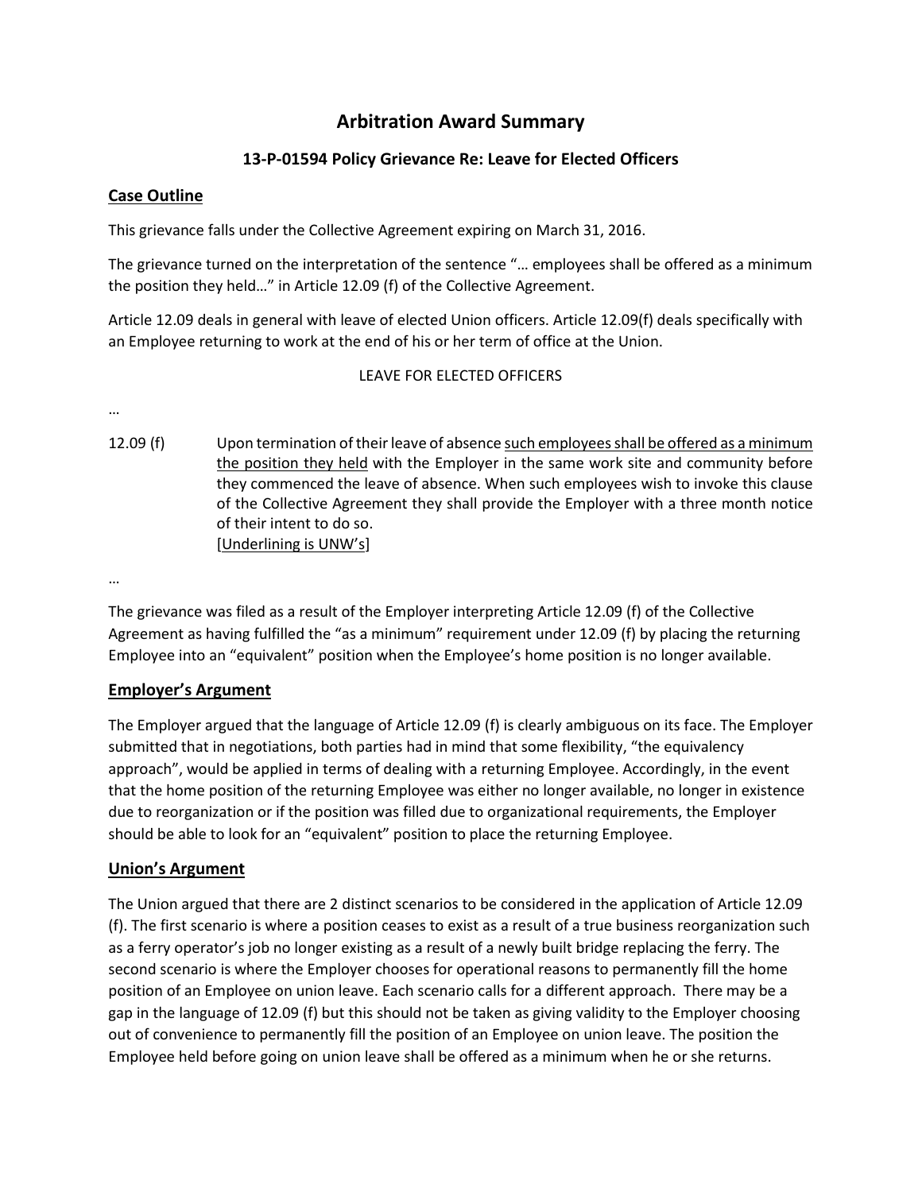# Arbitration Award Summary

## 13-P-01594 Policy Grievance Re: Leave for Elected Officers

### <u>Case Outline</u>

This grievance falls under the Collective Agreement expiring on March 31, 2016.

The grievance turned on the interpretation of the sentence "… employees shall be offered as a minimum the position they held…" in Article 12.09 (f) of the Collective Agreement.

Article 12.09 deals in general with leave of elected Union officers. Article 12.09(f) deals specifically with an Employee returning to work at the end of his or her term of office at the Union.

LEAVE FOR ELECTED OFFICERS

…

12.09 (f) Upon termination of their leave of absence <u>such employees shall be offered as a minimum the position they held</u> with the Employer in the same work site and community before they commenced the leave of absence. When such employees wish to invoke this clause of the Collective Agreement they shall provide the Employer with a three month notice of their intent to do so.
[<u>Underlining is UNW's</u>]

…

The grievance was filed as a result of the Employer interpreting Article 12.09 (f) of the Collective Agreement as having fulfilled the "as a minimum" requirement under 12.09 (f) by placing the returning Employee into an "equivalent" position when the Employee's home position is no longer available.

### <u>Employer's Argument</u>

The Employer argued that the language of Article 12.09 (f) is clearly ambiguous on its face. The Employer submitted that in negotiations, both parties had in mind that some flexibility, "the equivalency approach", would be applied in terms of dealing with a returning Employee. Accordingly, in the event that the home position of the returning Employee was either no longer available, no longer in existence due to reorganization or if the position was filled due to organizational requirements, the Employer should be able to look for an "equivalent" position to place the returning Employee.

### <u>Union's Argument</u>

The Union argued that there are 2 distinct scenarios to be considered in the application of Article 12.09 (f). The first scenario is where a position ceases to exist as a result of a true business reorganization such as a ferry operator's job no longer existing as a result of a newly built bridge replacing the ferry. The second scenario is where the Employer chooses for operational reasons to permanently fill the home position of an Employee on union leave. Each scenario calls for a different approach. There may be a gap in the language of 12.09 (f) but this should not be taken as giving validity to the Employer choosing out of convenience to permanently fill the position of an Employee on union leave. The position the Employee held before going on union leave shall be offered as a minimum when he or she returns.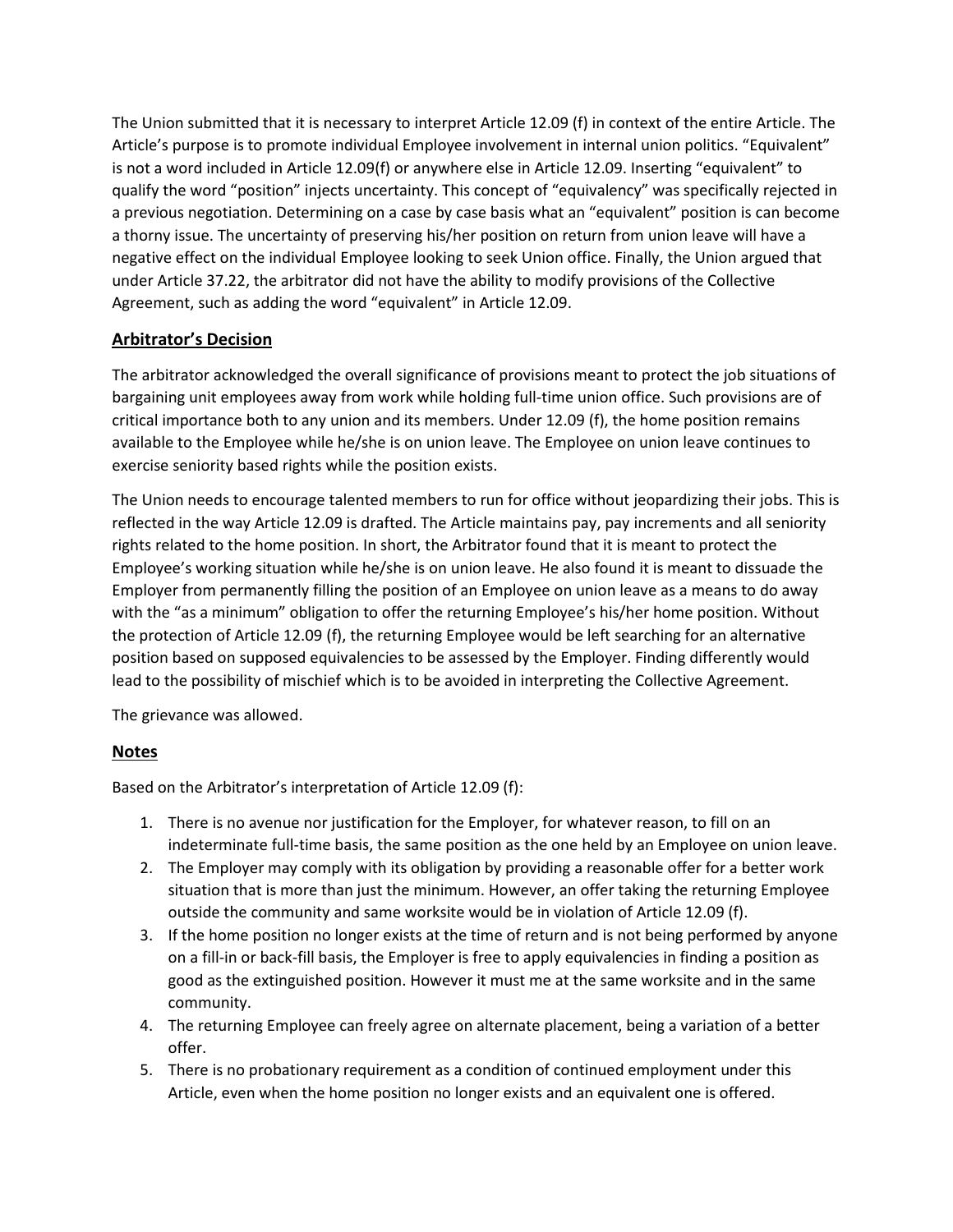The Union submitted that it is necessary to interpret Article 12.09 (f) in context of the entire Article. The Article's purpose is to promote individual Employee involvement in internal union politics. "Equivalent" is not a word included in Article 12.09(f) or anywhere else in Article 12.09. Inserting "equivalent" to qualify the word "position" injects uncertainty. This concept of "equivalency" was specifically rejected in a previous negotiation. Determining on a case by case basis what an "equivalent" position is can become a thorny issue. The uncertainty of preserving his/her position on return from union leave will have a negative effect on the individual Employee looking to seek Union office. Finally, the Union argued that under Article 37.22, the arbitrator did not have the ability to modify provisions of the Collective Agreement, such as adding the word "equivalent" in Article 12.09.

## Arbitrator's Decision

The arbitrator acknowledged the overall significance of provisions meant to protect the job situations of bargaining unit employees away from work while holding full-time union office. Such provisions are of critical importance both to any union and its members. Under 12.09 (f), the home position remains available to the Employee while he/she is on union leave. The Employee on union leave continues to exercise seniority based rights while the position exists.

The Union needs to encourage talented members to run for office without jeopardizing their jobs. This is reflected in the way Article 12.09 is drafted. The Article maintains pay, pay increments and all seniority rights related to the home position. In short, the Arbitrator found that it is meant to protect the Employee's working situation while he/she is on union leave. He also found it is meant to dissuade the Employer from permanently filling the position of an Employee on union leave as a means to do away with the "as a minimum" obligation to offer the returning Employee's his/her home position. Without the protection of Article 12.09 (f), the returning Employee would be left searching for an alternative position based on supposed equivalencies to be assessed by the Employer. Finding differently would lead to the possibility of mischief which is to be avoided in interpreting the Collective Agreement.

The grievance was allowed.

## Notes

Based on the Arbitrator's interpretation of Article 12.09 (f):

1. There is no avenue nor justification for the Employer, for whatever reason, to fill on an indeterminate full-time basis, the same position as the one held by an Employee on union leave.
2. The Employer may comply with its obligation by providing a reasonable offer for a better work situation that is more than just the minimum. However, an offer taking the returning Employee outside the community and same worksite would be in violation of Article 12.09 (f).
3. If the home position no longer exists at the time of return and is not being performed by anyone on a fill-in or back-fill basis, the Employer is free to apply equivalencies in finding a position as good as the extinguished position. However it must me at the same worksite and in the same community.
4. The returning Employee can freely agree on alternate placement, being a variation of a better offer.
5. There is no probationary requirement as a condition of continued employment under this Article, even when the home position no longer exists and an equivalent one is offered.